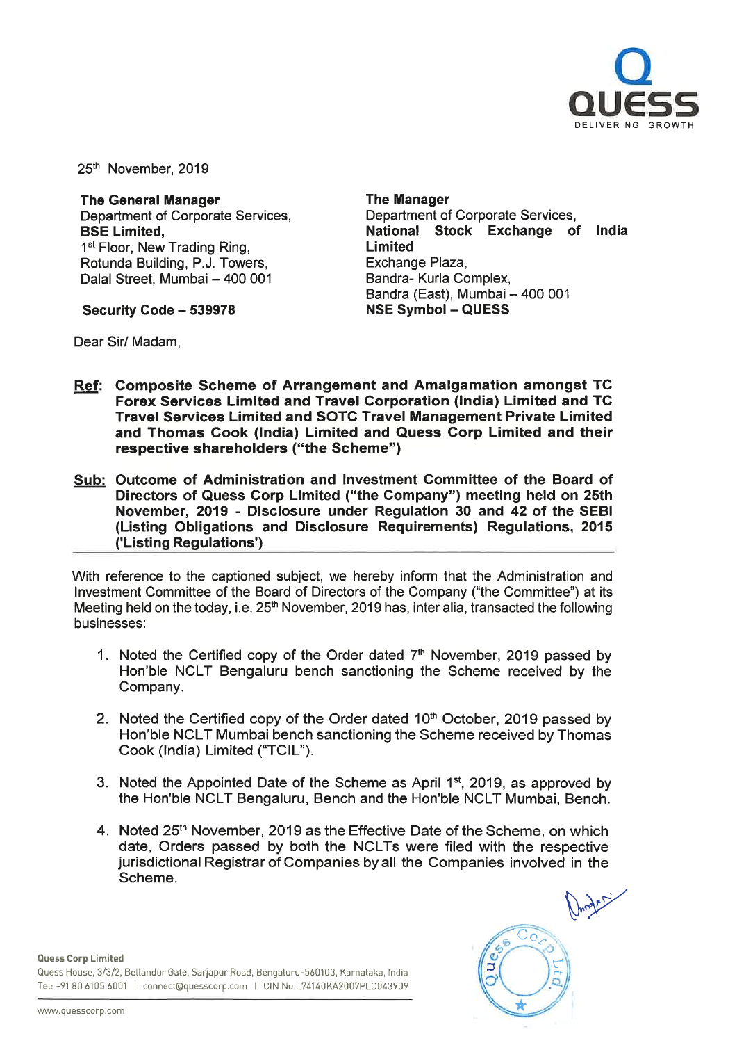25th November, 2019

**The General Manager**
Department of Corporate Services,
**BSE Limited,**
1st Floor, New Trading Ring,
Rotunda Building, P.J. Towers,
Dalal Street, Mumbai – 400 001

**Security Code – 539978**

**The Manager**
Department of Corporate Services,
**National Stock Exchange of India Limited**
Exchange Plaza,
Bandra- Kurla Complex,
Bandra (East), Mumbai – 400 001
**NSE Symbol – QUESS**

Dear Sir/ Madam,

**Ref: Composite Scheme of Arrangement and Amalgamation amongst TC Forex Services Limited and Travel Corporation (India) Limited and TC Travel Services Limited and SOTC Travel Management Private Limited and Thomas Cook (India) Limited and Quess Corp Limited and their respective shareholders ("the Scheme")**

**Sub: Outcome of Administration and Investment Committee of the Board of Directors of Quess Corp Limited ("the Company") meeting held on 25th November, 2019 - Disclosure under Regulation 30 and 42 of the SEBI (Listing Obligations and Disclosure Requirements) Regulations, 2015 ('Listing Regulations')**

With reference to the captioned subject, we hereby inform that the Administration and Investment Committee of the Board of Directors of the Company ("the Committee") at its Meeting held on the today, i.e. 25th November, 2019 has, inter alia, transacted the following businesses:

1. Noted the Certified copy of the Order dated 7th November, 2019 passed by Hon'ble NCLT Bengaluru bench sanctioning the Scheme received by the Company.
2. Noted the Certified copy of the Order dated 10th October, 2019 passed by Hon'ble NCLT Mumbai bench sanctioning the Scheme received by Thomas Cook (India) Limited ("TCIL").
3. Noted the Appointed Date of the Scheme as April 1st, 2019, as approved by the Hon'ble NCLT Bengaluru, Bench and the Hon'ble NCLT Mumbai, Bench.
4. Noted 25th November, 2019 as the Effective Date of the Scheme, on which date, Orders passed by both the NCLTs were filed with the respective jurisdictional Registrar of Companies by all the Companies involved in the Scheme.

**Quess Corp Limited**
Quess House, 3/3/2, Bellandur Gate, Sarjapur Road, Bengaluru-560103, Karnataka, India
Tel: +91 80 6105 6001 | connect@quesscorp.com | CIN No.L74140KA2007PLC043909

www.quesscorp.com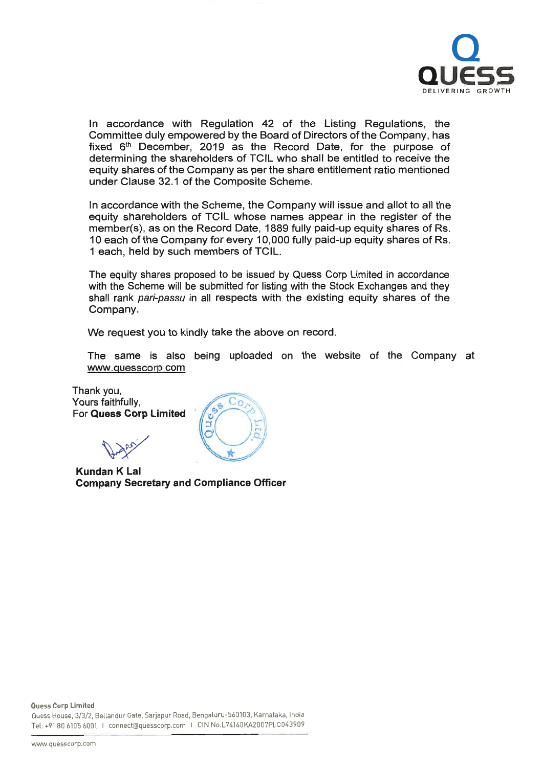In accordance with Regulation 42 of the Listing Regulations, the Committee duly empowered by the Board of Directors of the Company, has fixed 6th December, 2019 as the Record Date, for the purpose of determining the shareholders of TCIL who shall be entitled to receive the equity shares of the Company as per the share entitlement ratio mentioned under Clause 32.1 of the Composite Scheme.

In accordance with the Scheme, the Company will issue and allot to all the equity shareholders of TCIL whose names appear in the register of the member(s), as on the Record Date, 1889 fully paid-up equity shares of Rs. 10 each of the Company for every 10,000 fully paid-up equity shares of Rs. 1 each, held by such members of TCIL.

The equity shares proposed to be issued by Quess Corp Limited in accordance with the Scheme will be submitted for listing with the Stock Exchanges and they shall rank *pari-passu* in all respects with the existing equity shares of the Company.

We request you to kindly take the above on record.

The same is also being uploaded on the website of the Company at www.quesscorp.com

Thank you,
Yours faithfully,
For **Quess Corp Limited**

**Kundan K Lal**
**Company Secretary and Compliance Officer**

**Quess Corp Limited**
Quess House, 3/3/2, Bellandur Gate, Sarjapur Road, Bengaluru-560103, Karnataka, India
Tel: +91 80 6105 6001 | connect@quesscorp.com | CIN No.L74140KA2007PLC043909

www.quesscorp.com